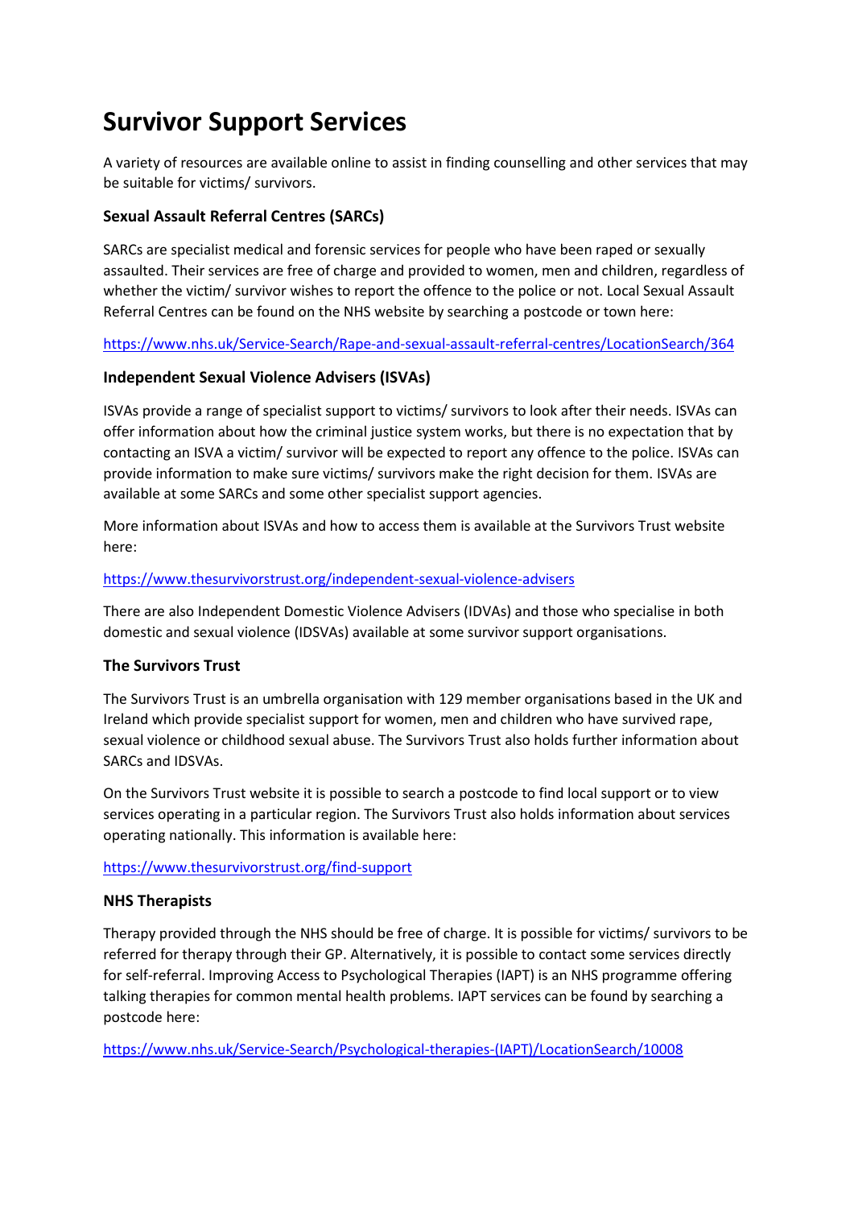# Survivor Support Services

A variety of resources are available online to assist in finding counselling and other services that may be suitable for victims/ survivors.

### Sexual Assault Referral Centres (SARCs)

SARCs are specialist medical and forensic services for people who have been raped or sexually assaulted. Their services are free of charge and provided to women, men and children, regardless of whether the victim/ survivor wishes to report the offence to the police or not. Local Sexual Assault Referral Centres can be found on the NHS website by searching a postcode or town here:

https://www.nhs.uk/Service-Search/Rape-and-sexual-assault-referral-centres/LocationSearch/364

### Independent Sexual Violence Advisers (ISVAs)

ISVAs provide a range of specialist support to victims/ survivors to look after their needs. ISVAs can offer information about how the criminal justice system works, but there is no expectation that by contacting an ISVA a victim/ survivor will be expected to report any offence to the police. ISVAs can provide information to make sure victims/ survivors make the right decision for them. ISVAs are available at some SARCs and some other specialist support agencies.

More information about ISVAs and how to access them is available at the Survivors Trust website here:

https://www.thesurvivorstrust.org/independent-sexual-violence-advisers

There are also Independent Domestic Violence Advisers (IDVAs) and those who specialise in both domestic and sexual violence (IDSVAs) available at some survivor support organisations.

### The Survivors Trust

The Survivors Trust is an umbrella organisation with 129 member organisations based in the UK and Ireland which provide specialist support for women, men and children who have survived rape, sexual violence or childhood sexual abuse. The Survivors Trust also holds further information about SARCs and IDSVAs.

On the Survivors Trust website it is possible to search a postcode to find local support or to view services operating in a particular region. The Survivors Trust also holds information about services operating nationally. This information is available here:

https://www.thesurvivorstrust.org/find-support

### NHS Therapists

Therapy provided through the NHS should be free of charge. It is possible for victims/ survivors to be referred for therapy through their GP. Alternatively, it is possible to contact some services directly for self-referral. Improving Access to Psychological Therapies (IAPT) is an NHS programme offering talking therapies for common mental health problems. IAPT services can be found by searching a postcode here:

https://www.nhs.uk/Service-Search/Psychological-therapies-(IAPT)/LocationSearch/10008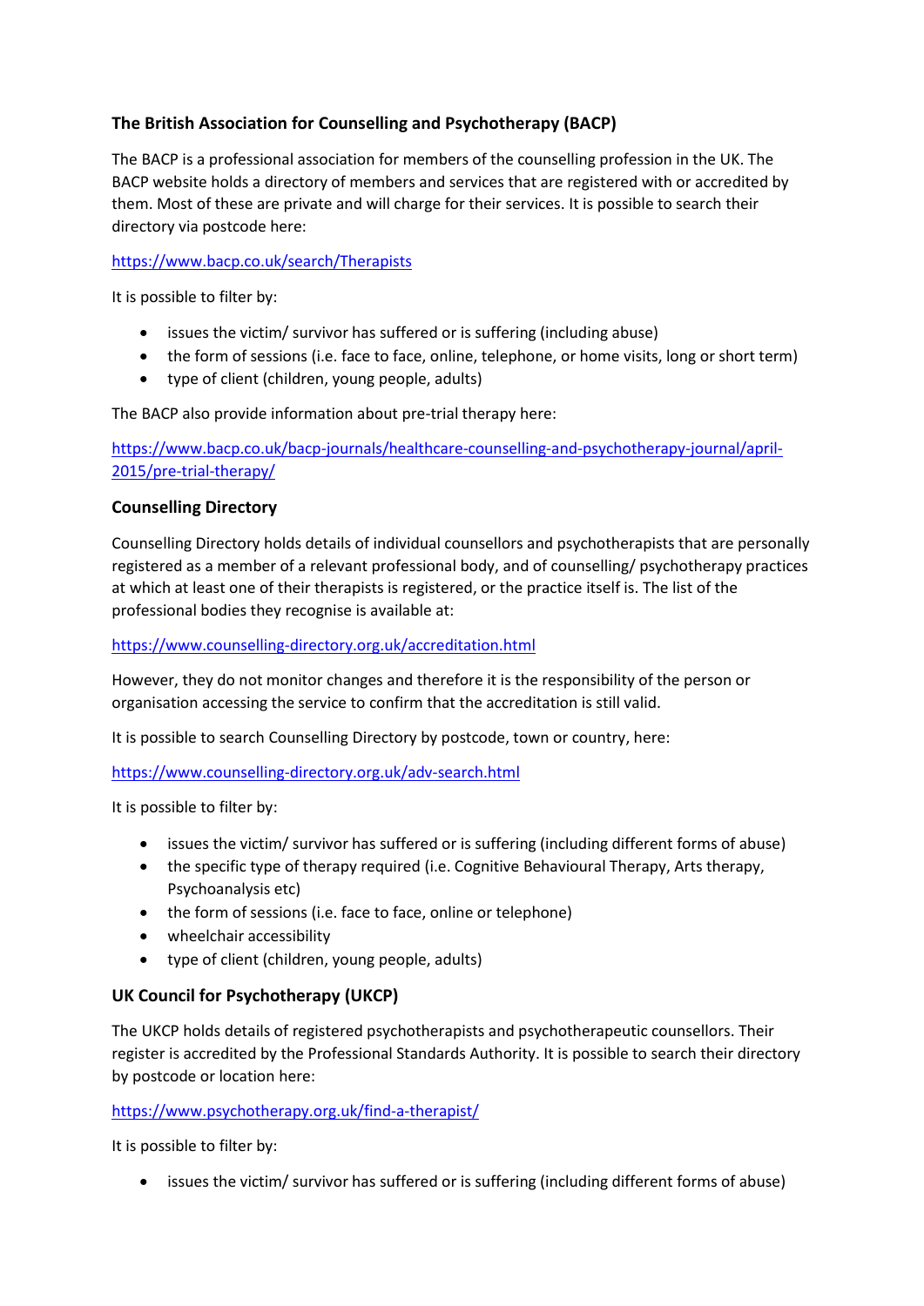### The British Association for Counselling and Psychotherapy (BACP)

The BACP is a professional association for members of the counselling profession in the UK. The BACP website holds a directory of members and services that are registered with or accredited by them. Most of these are private and will charge for their services. It is possible to search their directory via postcode here:

https://www.bacp.co.uk/search/Therapists

It is possible to filter by:

- issues the victim/ survivor has suffered or is suffering (including abuse)
- the form of sessions (i.e. face to face, online, telephone, or home visits, long or short term)
- type of client (children, young people, adults)

The BACP also provide information about pre-trial therapy here:

https://www.bacp.co.uk/bacp-journals/healthcare-counselling-and-psychotherapy-journal/april-2015/pre-trial-therapy/

### Counselling Directory

Counselling Directory holds details of individual counsellors and psychotherapists that are personally registered as a member of a relevant professional body, and of counselling/ psychotherapy practices at which at least one of their therapists is registered, or the practice itself is. The list of the professional bodies they recognise is available at:

https://www.counselling-directory.org.uk/accreditation.html

However, they do not monitor changes and therefore it is the responsibility of the person or organisation accessing the service to confirm that the accreditation is still valid.

It is possible to search Counselling Directory by postcode, town or country, here:

https://www.counselling-directory.org.uk/adv-search.html

It is possible to filter by:

- issues the victim/ survivor has suffered or is suffering (including different forms of abuse)
- the specific type of therapy required (i.e. Cognitive Behavioural Therapy, Arts therapy, Psychoanalysis etc)
- the form of sessions (i.e. face to face, online or telephone)
- wheelchair accessibility
- type of client (children, young people, adults)

### UK Council for Psychotherapy (UKCP)

The UKCP holds details of registered psychotherapists and psychotherapeutic counsellors. Their register is accredited by the Professional Standards Authority. It is possible to search their directory by postcode or location here:

https://www.psychotherapy.org.uk/find-a-therapist/

It is possible to filter by:

- issues the victim/ survivor has suffered or is suffering (including different forms of abuse)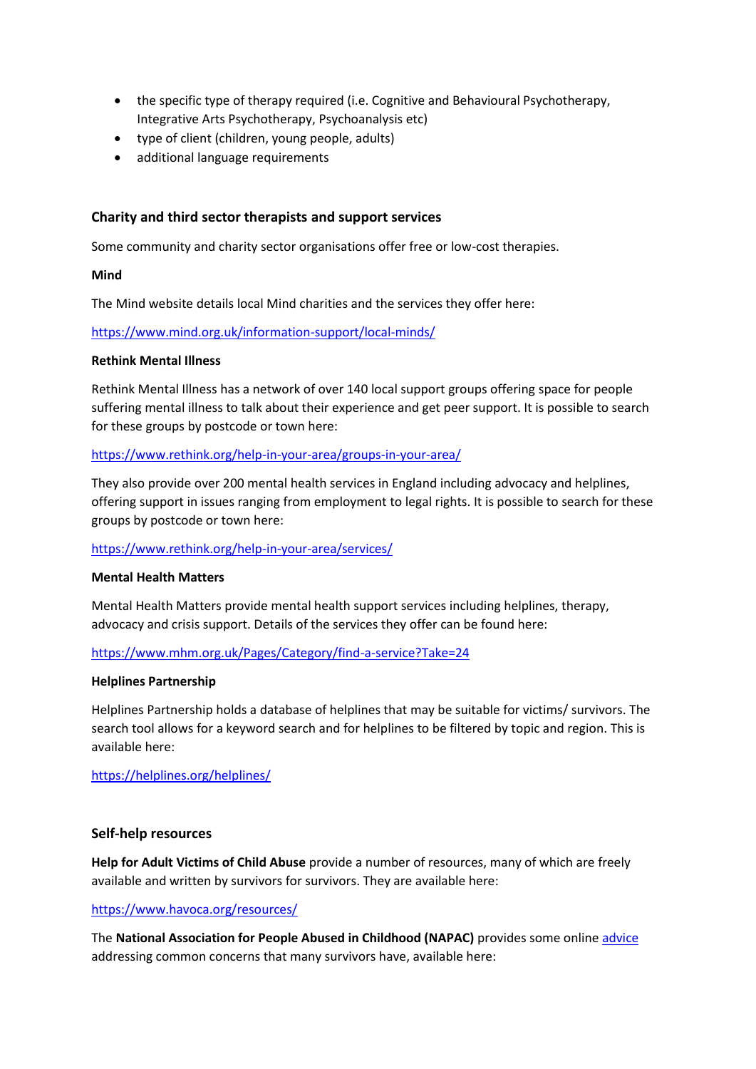- the specific type of therapy required (i.e. Cognitive and Behavioural Psychotherapy, Integrative Arts Psychotherapy, Psychoanalysis etc)
- type of client (children, young people, adults)
- additional language requirements

### Charity and third sector therapists and support services

Some community and charity sector organisations offer free or low-cost therapies.

**Mind**

The Mind website details local Mind charities and the services they offer here:

https://www.mind.org.uk/information-support/local-minds/

**Rethink Mental Illness**

Rethink Mental Illness has a network of over 140 local support groups offering space for people suffering mental illness to talk about their experience and get peer support. It is possible to search for these groups by postcode or town here:

https://www.rethink.org/help-in-your-area/groups-in-your-area/

They also provide over 200 mental health services in England including advocacy and helplines, offering support in issues ranging from employment to legal rights. It is possible to search for these groups by postcode or town here:

https://www.rethink.org/help-in-your-area/services/

**Mental Health Matters**

Mental Health Matters provide mental health support services including helplines, therapy, advocacy and crisis support. Details of the services they offer can be found here:

https://www.mhm.org.uk/Pages/Category/find-a-service?Take=24

**Helplines Partnership**

Helplines Partnership holds a database of helplines that may be suitable for victims/ survivors. The search tool allows for a keyword search and for helplines to be filtered by topic and region. This is available here:

https://helplines.org/helplines/

### Self-help resources

**Help for Adult Victims of Child Abuse** provide a number of resources, many of which are freely available and written by survivors for survivors. They are available here:

https://www.havoca.org/resources/

The **National Association for People Abused in Childhood (NAPAC)** provides some online advice addressing common concerns that many survivors have, available here: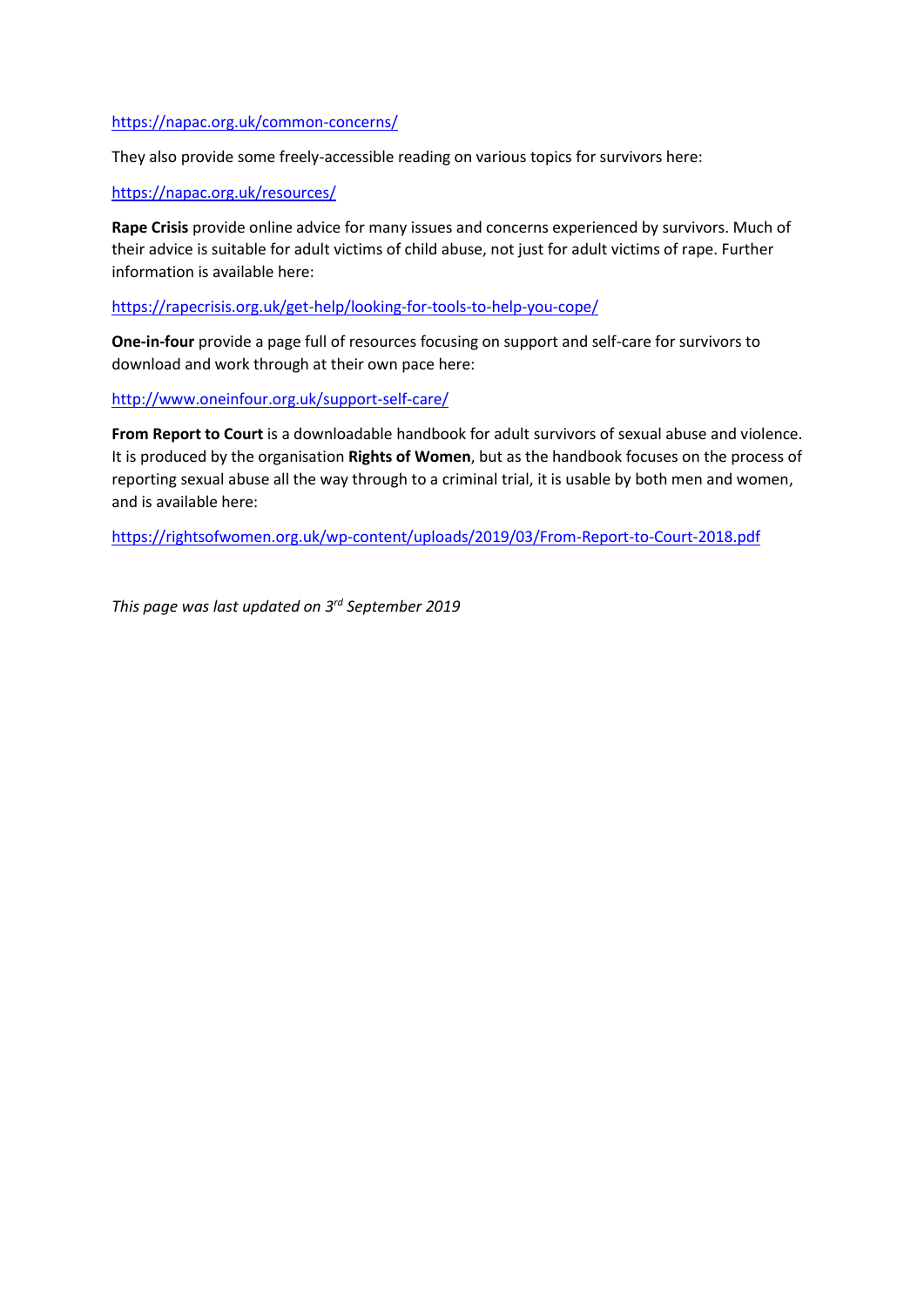https://napac.org.uk/common-concerns/

They also provide some freely-accessible reading on various topics for survivors here:

https://napac.org.uk/resources/

**Rape Crisis** provide online advice for many issues and concerns experienced by survivors. Much of their advice is suitable for adult victims of child abuse, not just for adult victims of rape. Further information is available here:

https://rapecrisis.org.uk/get-help/looking-for-tools-to-help-you-cope/

**One-in-four** provide a page full of resources focusing on support and self-care for survivors to download and work through at their own pace here:

http://www.oneinfour.org.uk/support-self-care/

**From Report to Court** is a downloadable handbook for adult survivors of sexual abuse and violence. It is produced by the organisation **Rights of Women**, but as the handbook focuses on the process of reporting sexual abuse all the way through to a criminal trial, it is usable by both men and women, and is available here:

https://rightsofwomen.org.uk/wp-content/uploads/2019/03/From-Report-to-Court-2018.pdf

*This page was last updated on 3rd September 2019*